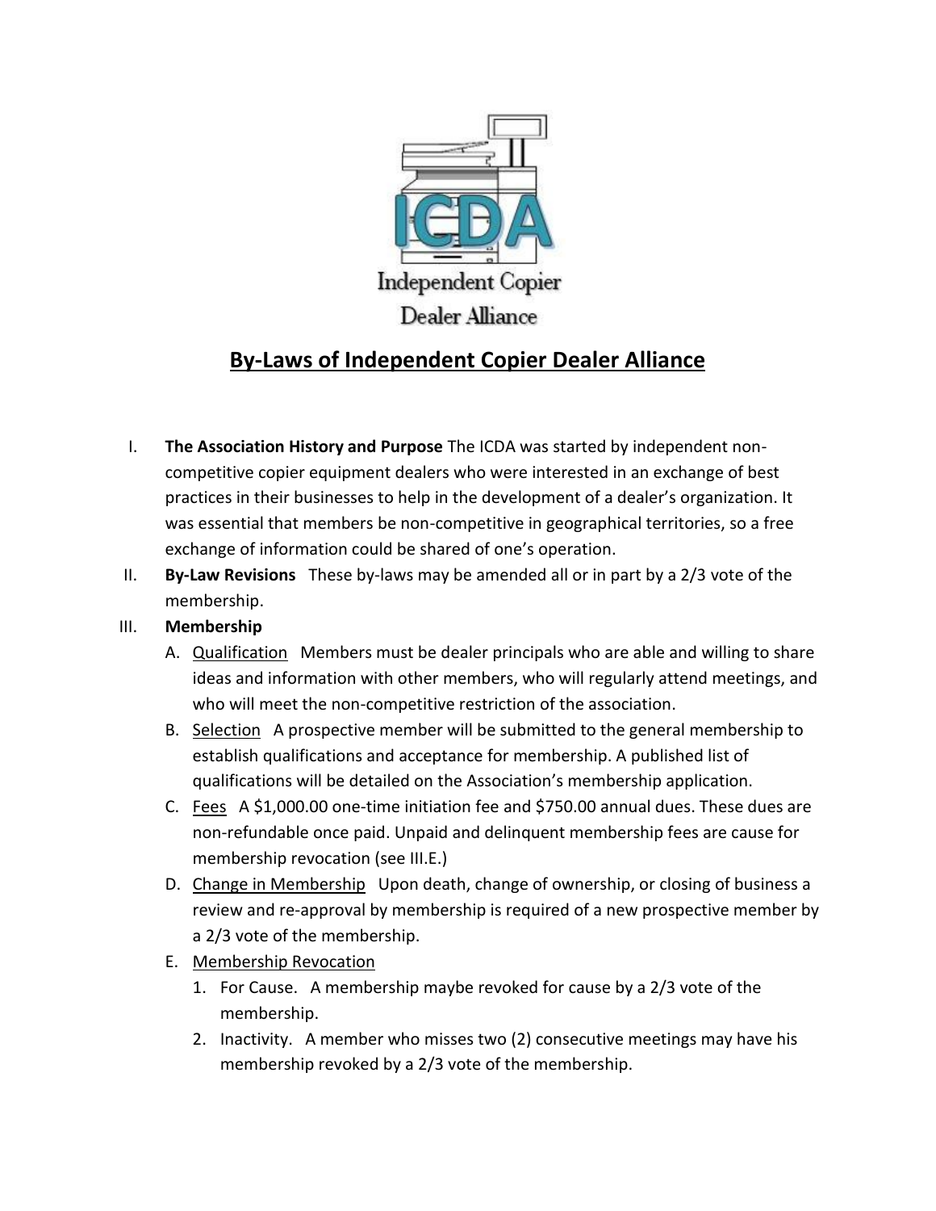Independent Copier Dealer Alliance

# By-Laws of Independent Copier Dealer Alliance

I. **The Association History and Purpose** The ICDA was started by independent non-competitive copier equipment dealers who were interested in an exchange of best practices in their businesses to help in the development of a dealer's organization. It was essential that members be non-competitive in geographical territories, so a free exchange of information could be shared of one's operation.

II. **By-Law Revisions** These by-laws may be amended all or in part by a 2/3 vote of the membership.

III. **Membership**

   A. Qualification Members must be dealer principals who are able and willing to share ideas and information with other members, who will regularly attend meetings, and who will meet the non-competitive restriction of the association.

   B. Selection A prospective member will be submitted to the general membership to establish qualifications and acceptance for membership. A published list of qualifications will be detailed on the Association's membership application.

   C. Fees A $1,000.00 one-time initiation fee and $750.00 annual dues. These dues are non-refundable once paid. Unpaid and delinquent membership fees are cause for membership revocation (see III.E.)

   D. Change in Membership Upon death, change of ownership, or closing of business a review and re-approval by membership is required of a new prospective member by a 2/3 vote of the membership.

   E. Membership Revocation

      1. For Cause. A membership maybe revoked for cause by a 2/3 vote of the membership.

      2. Inactivity. A member who misses two (2) consecutive meetings may have his membership revoked by a 2/3 vote of the membership.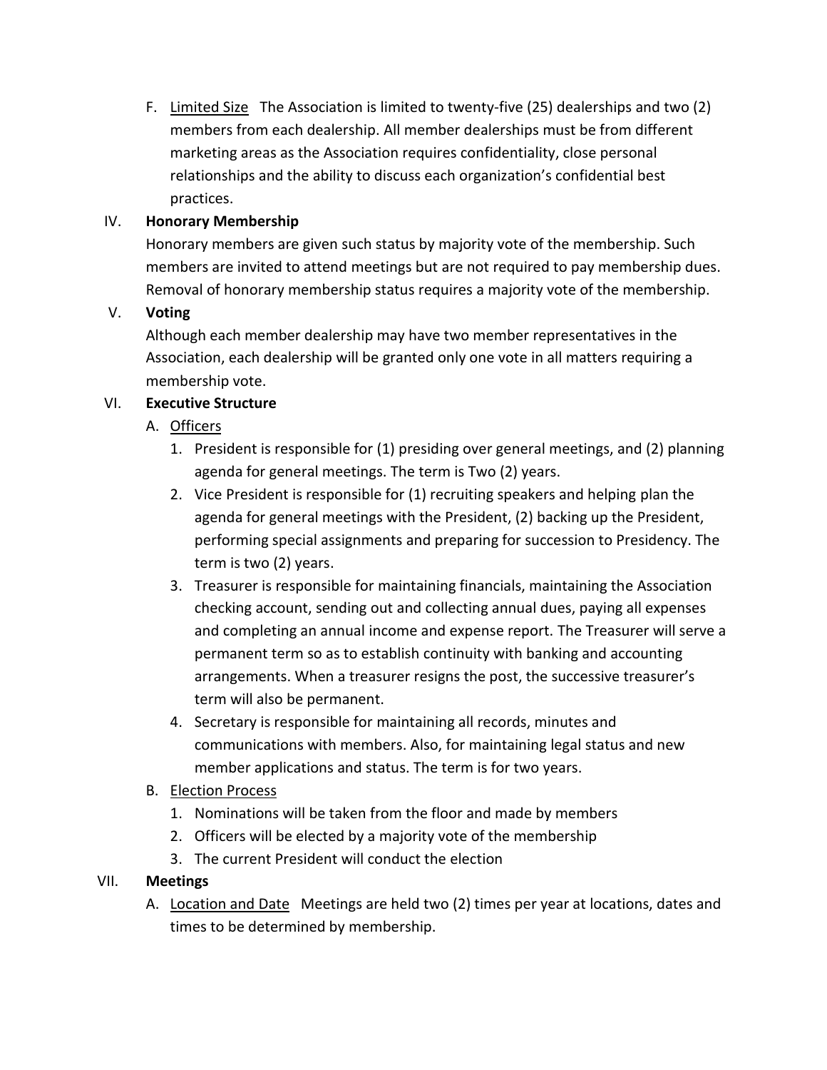F. <u>Limited Size</u> The Association is limited to twenty-five (25) dealerships and two (2) members from each dealership. All member dealerships must be from different marketing areas as the Association requires confidentiality, close personal relationships and the ability to discuss each organization's confidential best practices.

IV. **Honorary Membership**

Honorary members are given such status by majority vote of the membership. Such members are invited to attend meetings but are not required to pay membership dues. Removal of honorary membership status requires a majority vote of the membership.

V. **Voting**

Although each member dealership may have two member representatives in the Association, each dealership will be granted only one vote in all matters requiring a membership vote.

VI. **Executive Structure**

A. <u>Officers</u>

1. President is responsible for (1) presiding over general meetings, and (2) planning agenda for general meetings. The term is Two (2) years.
2. Vice President is responsible for (1) recruiting speakers and helping plan the agenda for general meetings with the President, (2) backing up the President, performing special assignments and preparing for succession to Presidency. The term is two (2) years.
3. Treasurer is responsible for maintaining financials, maintaining the Association checking account, sending out and collecting annual dues, paying all expenses and completing an annual income and expense report. The Treasurer will serve a permanent term so as to establish continuity with banking and accounting arrangements. When a treasurer resigns the post, the successive treasurer's term will also be permanent.
4. Secretary is responsible for maintaining all records, minutes and communications with members. Also, for maintaining legal status and new member applications and status. The term is for two years.

B. <u>Election Process</u>

1. Nominations will be taken from the floor and made by members
2. Officers will be elected by a majority vote of the membership
3. The current President will conduct the election

VII. **Meetings**

A. <u>Location and Date</u> Meetings are held two (2) times per year at locations, dates and times to be determined by membership.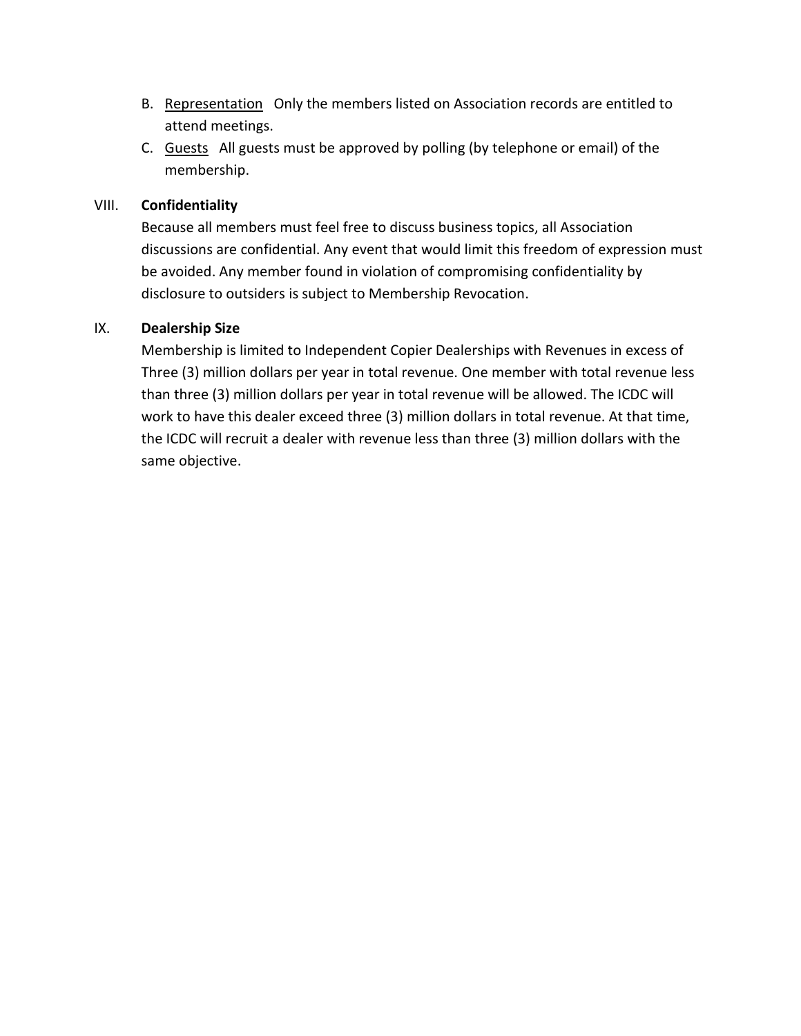B. <u>Representation</u> Only the members listed on Association records are entitled to attend meetings.

C. <u>Guests</u> All guests must be approved by polling (by telephone or email) of the membership.

VIII. **Confidentiality**

Because all members must feel free to discuss business topics, all Association discussions are confidential. Any event that would limit this freedom of expression must be avoided. Any member found in violation of compromising confidentiality by disclosure to outsiders is subject to Membership Revocation.

IX. **Dealership Size**

Membership is limited to Independent Copier Dealerships with Revenues in excess of Three (3) million dollars per year in total revenue. One member with total revenue less than three (3) million dollars per year in total revenue will be allowed. The ICDC will work to have this dealer exceed three (3) million dollars in total revenue. At that time, the ICDC will recruit a dealer with revenue less than three (3) million dollars with the same objective.